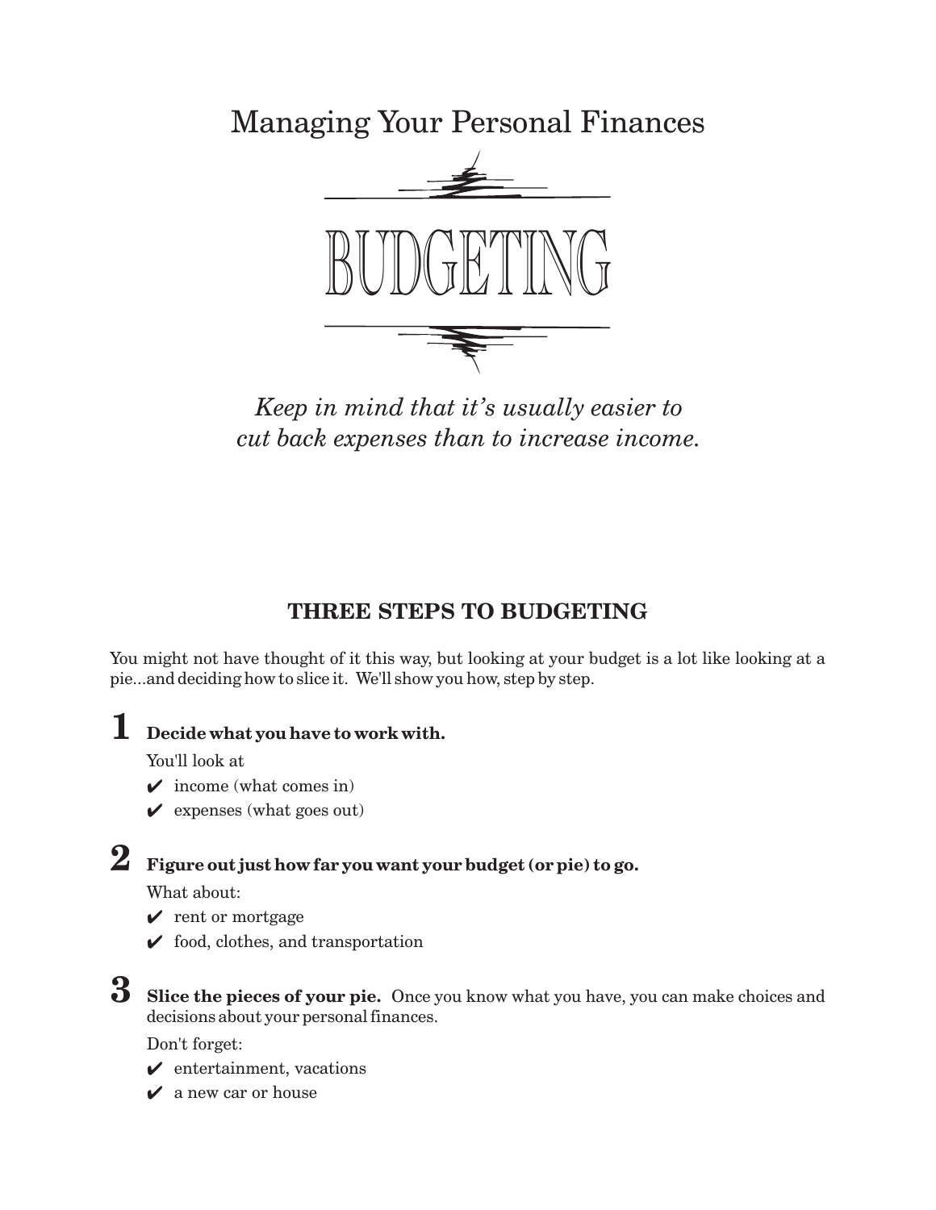Managing Your Personal Finances

# BUDGETING

*Keep in mind that it's usually easier to cut back expenses than to increase income.*

## THREE STEPS TO BUDGETING

You might not have thought of it this way, but looking at your budget is a lot like looking at a pie...and deciding how to slice it. We'll show you how, step by step.

**1** **Decide what you have to work with.**

You'll look at

- ✔ income (what comes in)
- ✔ expenses (what goes out)

**2** **Figure out just how far you want your budget (or pie) to go.**

What about:

- ✔ rent or mortgage
- ✔ food, clothes, and transportation

**3** **Slice the pieces of your pie.** Once you know what you have, you can make choices and decisions about your personal finances.

Don't forget:

- ✔ entertainment, vacations
- ✔ a new car or house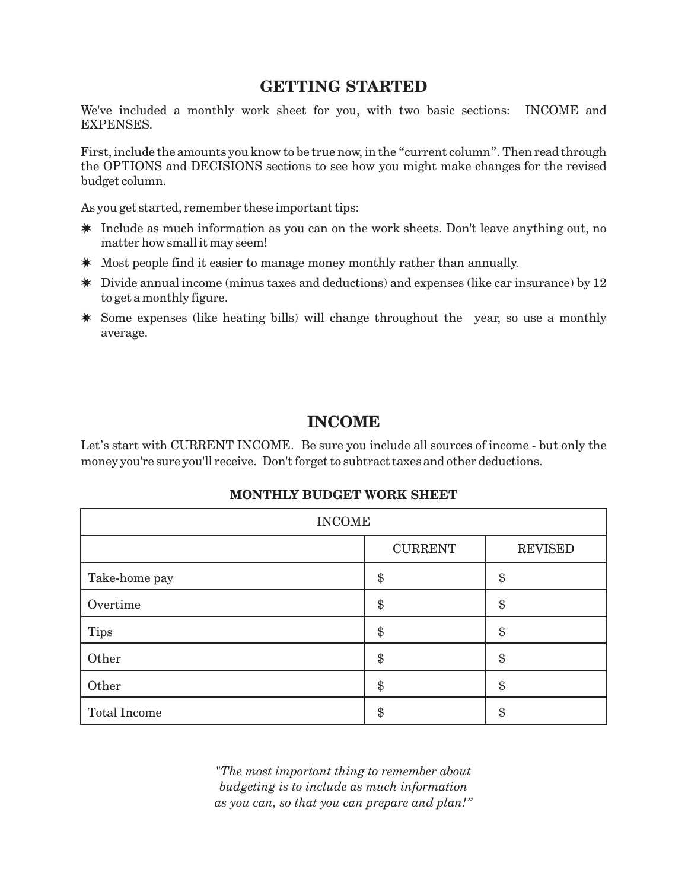## GETTING STARTED

We've included a monthly work sheet for you, with two basic sections: INCOME and EXPENSES.

First, include the amounts you know to be true now, in the "current column". Then read through the OPTIONS and DECISIONS sections to see how you might make changes for the revised budget column.

As you get started, remember these important tips:

- Include as much information as you can on the work sheets. Don't leave anything out, no matter how small it may seem!
- Most people find it easier to manage money monthly rather than annually.
- Divide annual income (minus taxes and deductions) and expenses (like car insurance) by 12 to get a monthly figure.
- Some expenses (like heating bills) will change throughout the year, so use a monthly average.

## INCOME

Let's start with CURRENT INCOME. Be sure you include all sources of income - but only the money you're sure you'll receive. Don't forget to subtract taxes and other deductions.

**MONTHLY BUDGET WORK SHEET**

| INCOME | | |
|---|---|---|
| | CURRENT | REVISED |
| Take-home pay | $ | $ |
| Overtime | $ | $ |
| Tips | $ | $ |
| Other | $ | $ |
| Other | $ | $ |
| Total Income | $ | $ |

*"The most important thing to remember about budgeting is to include as much information as you can, so that you can prepare and plan!"*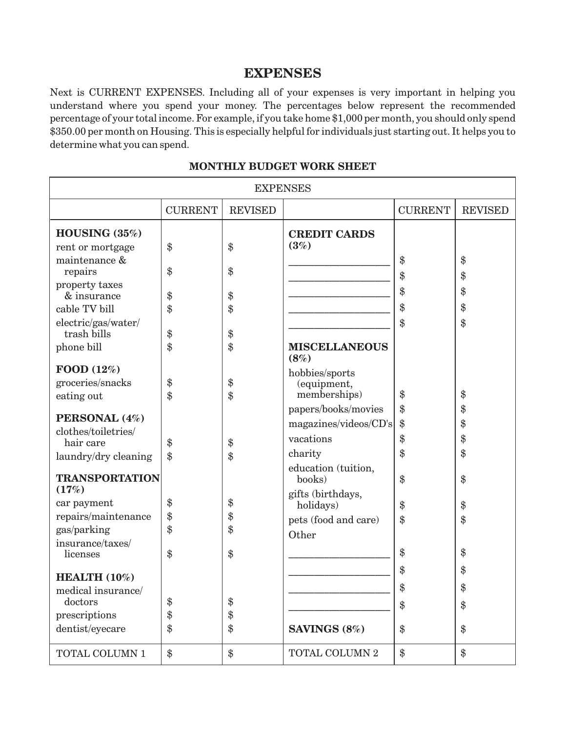# EXPENSES

Next is CURRENT EXPENSES. Including all of your expenses is very important in helping you understand where you spend your money. The percentages below represent the recommended percentage of your total income. For example, if you take home $1,000 per month, you should only spend $350.00 per month on Housing. This is especially helpful for individuals just starting out. It helps you to determine what you can spend.

## MONTHLY BUDGET WORK SHEET

| EXPENSES | | | | | |
|---|---|---|---|---|---|
| | CURRENT | REVISED | | CURRENT | REVISED |
| **HOUSING (35%)** | | | **CREDIT CARDS (3%)** | | |
| rent or mortgage | $ | $ | ___________________ | $ | $ |
| maintenance & repairs | $ | $ | ___________________ | $ | $ |
| property taxes & insurance | $ | $ | ___________________ | $ | $ |
| cable TV bill | $ | $ | ___________________ | $ | $ |
| electric/gas/water/ trash bills | $ | $ | ___________________ | $ | $ |
| phone bill | $ | $ | **MISCELLANEOUS (8%)** | | |
| **FOOD (12%)** | | | | | |
| groceries/snacks | $ | $ | hobbies/sports (equipment, memberships) | $ | $ |
| eating out | $ | $ | papers/books/movies | $ | $ |
| **PERSONAL (4%)** | | | magazines/videos/CD's | $ | $ |
| clothes/toiletries/ hair care | $ | $ | vacations | $ | $ |
| laundry/dry cleaning | $ | $ | charity | $ | $ |
| **TRANSPORTATION (17%)** | | | education (tuition, books) | $ | $ |
| car payment | $ | $ | gifts (birthdays, holidays) | $ | $ |
| repairs/maintenance | $ | $ | pets (food and care) | $ | $ |
| gas/parking | $ | $ | Other | | |
| insurance/taxes/ licenses | $ | $ | ___________________ | $ | $ |
| **HEALTH (10%)** | | | ___________________ | $ | $ |
| medical insurance/ doctors | $ | $ | ___________________ | $ | $ |
| prescriptions | $ | $ | ___________________ | $ | $ |
| dentist/eyecare | $ | $ | **SAVINGS (8%)** | $ | $ |
| TOTAL COLUMN 1 | $ | $ | TOTAL COLUMN 2 | $ | $ |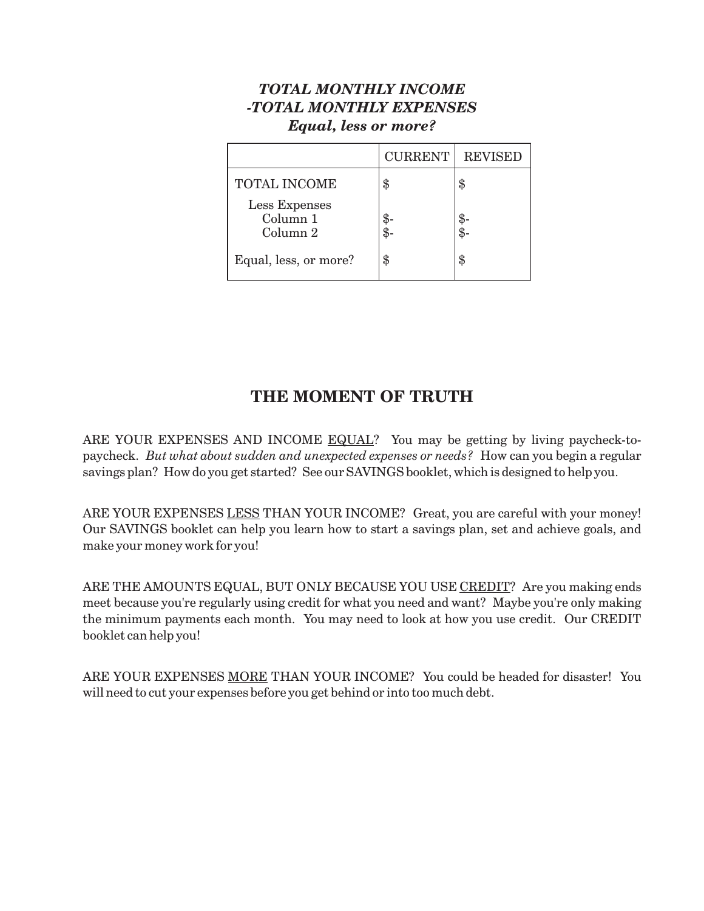***TOTAL MONTHLY INCOME***
***-TOTAL MONTHLY EXPENSES***
***Equal, less or more?***

| | CURRENT | REVISED |
|---|---|---|
| TOTAL INCOME | $ | $ |
| Less Expenses | | |
| Column 1 | $- | $- |
| Column 2 | $- | $- |
| Equal, less, or more? | $ | $ |

## THE MOMENT OF TRUTH

ARE YOUR EXPENSES AND INCOME <u>EQUAL</u>? You may be getting by living paycheck-to-paycheck. *But what about sudden and unexpected expenses or needs?* How can you begin a regular savings plan? How do you get started? See our SAVINGS booklet, which is designed to help you.

ARE YOUR EXPENSES <u>LESS</u> THAN YOUR INCOME? Great, you are careful with your money! Our SAVINGS booklet can help you learn how to start a savings plan, set and achieve goals, and make your money work for you!

ARE THE AMOUNTS EQUAL, BUT ONLY BECAUSE YOU USE <u>CREDIT</u>? Are you making ends meet because you're regularly using credit for what you need and want? Maybe you're only making the minimum payments each month. You may need to look at how you use credit. Our CREDIT booklet can help you!

ARE YOUR EXPENSES <u>MORE</u> THAN YOUR INCOME? You could be headed for disaster! You will need to cut your expenses before you get behind or into too much debt.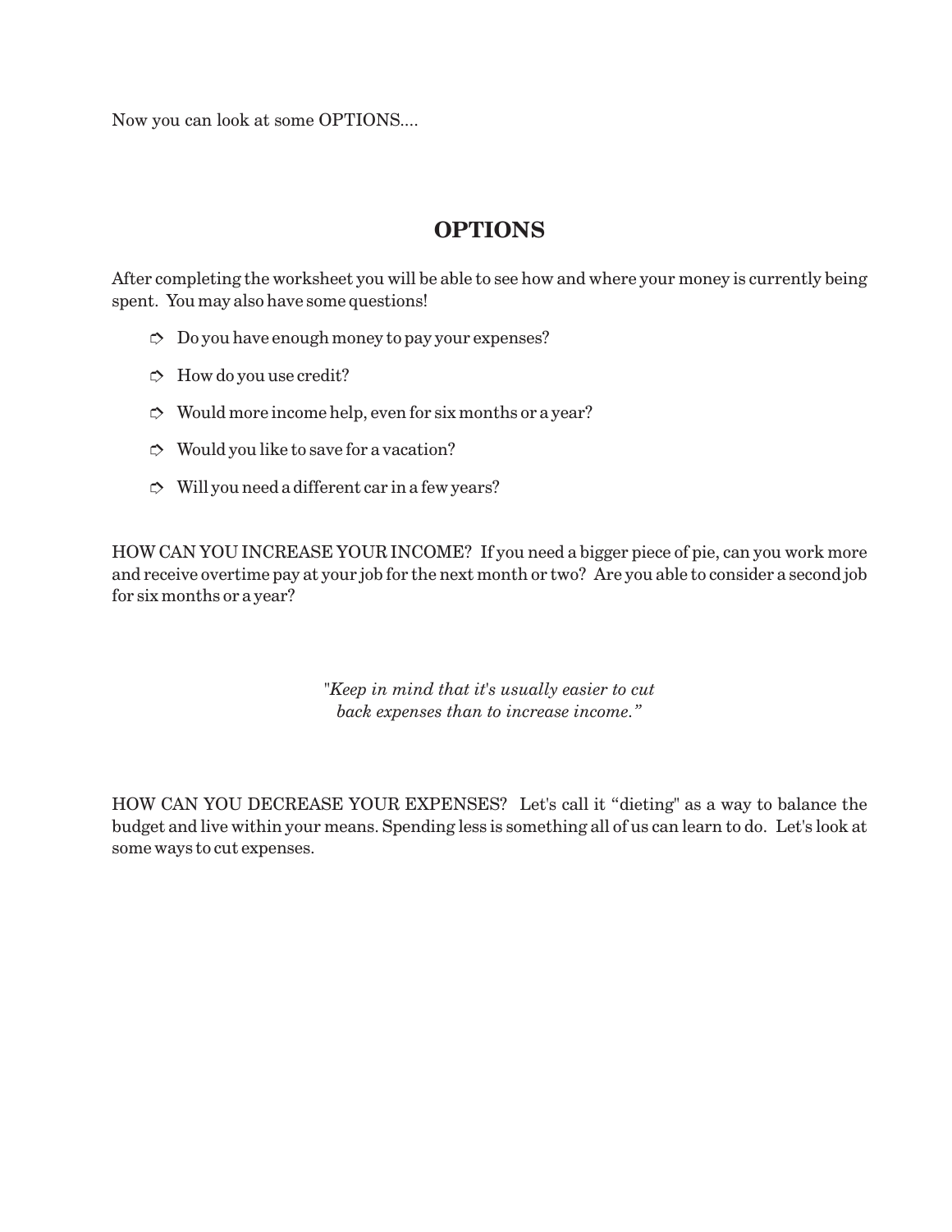Now you can look at some OPTIONS....

## OPTIONS

After completing the worksheet you will be able to see how and where your money is currently being spent. You may also have some questions!

- Do you have enough money to pay your expenses?
- How do you use credit?
- Would more income help, even for six months or a year?
- Would you like to save for a vacation?
- Will you need a different car in a few years?

HOW CAN YOU INCREASE YOUR INCOME? If you need a bigger piece of pie, can you work more and receive overtime pay at your job for the next month or two? Are you able to consider a second job for six months or a year?

> *"Keep in mind that it's usually easier to cut back expenses than to increase income."*

HOW CAN YOU DECREASE YOUR EXPENSES? Let's call it "dieting" as a way to balance the budget and live within your means. Spending less is something all of us can learn to do. Let's look at some ways to cut expenses.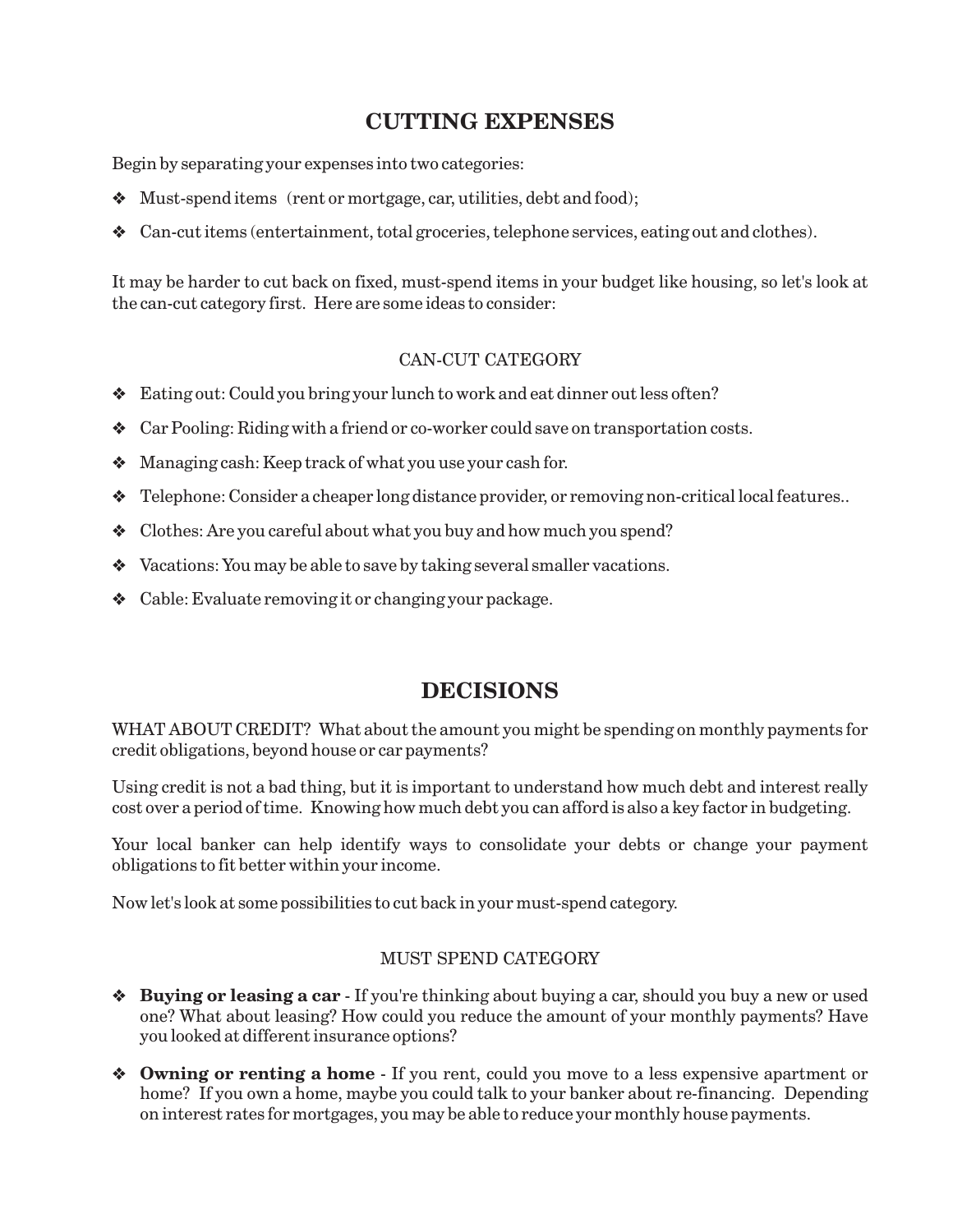## CUTTING EXPENSES

Begin by separating your expenses into two categories:

- Must-spend items (rent or mortgage, car, utilities, debt and food);
- Can-cut items (entertainment, total groceries, telephone services, eating out and clothes).

It may be harder to cut back on fixed, must-spend items in your budget like housing, so let's look at the can-cut category first. Here are some ideas to consider:

### CAN-CUT CATEGORY

- Eating out: Could you bring your lunch to work and eat dinner out less often?
- Car Pooling: Riding with a friend or co-worker could save on transportation costs.
- Managing cash: Keep track of what you use your cash for.
- Telephone: Consider a cheaper long distance provider, or removing non-critical local features..
- Clothes: Are you careful about what you buy and how much you spend?
- Vacations: You may be able to save by taking several smaller vacations.
- Cable: Evaluate removing it or changing your package.

## DECISIONS

WHAT ABOUT CREDIT? What about the amount you might be spending on monthly payments for credit obligations, beyond house or car payments?

Using credit is not a bad thing, but it is important to understand how much debt and interest really cost over a period of time. Knowing how much debt you can afford is also a key factor in budgeting.

Your local banker can help identify ways to consolidate your debts or change your payment obligations to fit better within your income.

Now let's look at some possibilities to cut back in your must-spend category.

### MUST SPEND CATEGORY

- **Buying or leasing a car** - If you're thinking about buying a car, should you buy a new or used one? What about leasing? How could you reduce the amount of your monthly payments? Have you looked at different insurance options?
- **Owning or renting a home** - If you rent, could you move to a less expensive apartment or home? If you own a home, maybe you could talk to your banker about re-financing. Depending on interest rates for mortgages, you may be able to reduce your monthly house payments.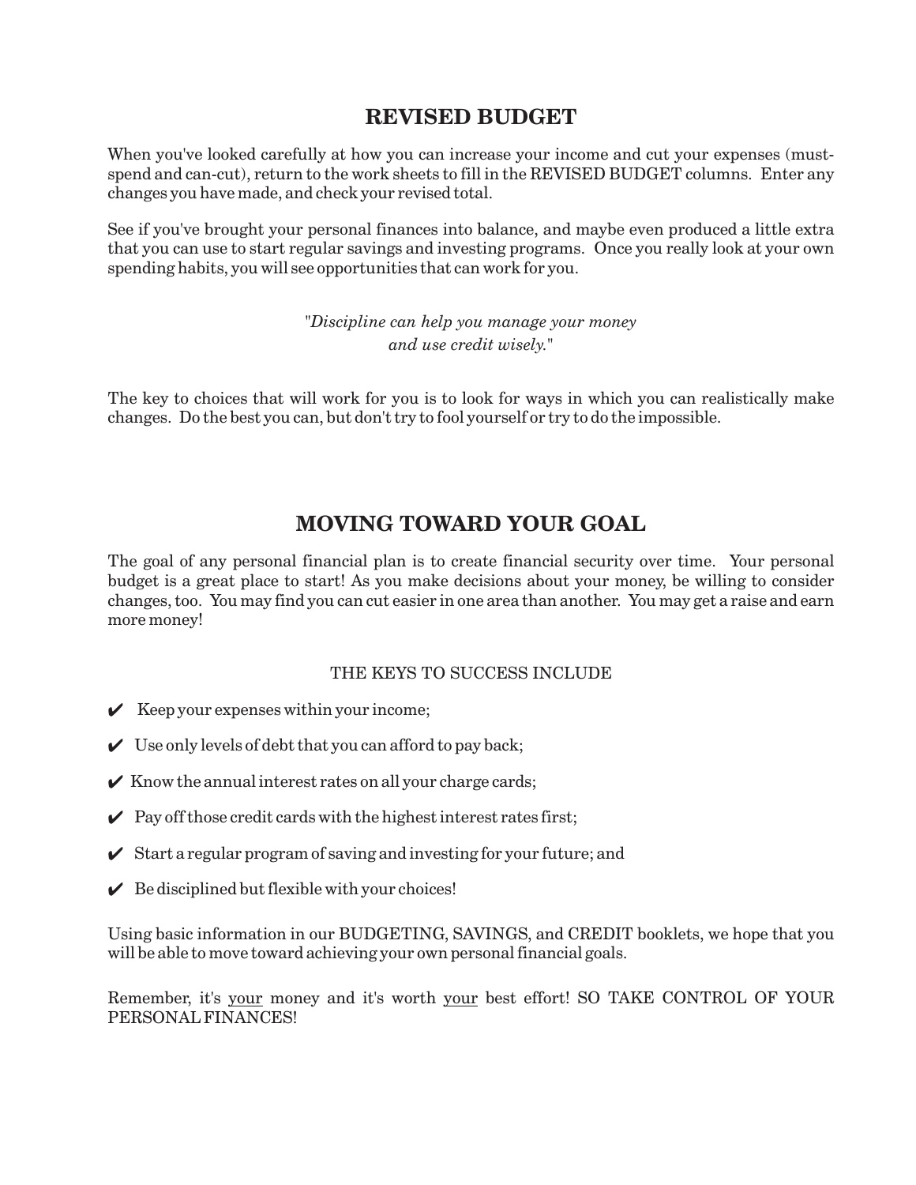## REVISED BUDGET

When you've looked carefully at how you can increase your income and cut your expenses (must-spend and can-cut), return to the work sheets to fill in the REVISED BUDGET columns. Enter any changes you have made, and check your revised total.

See if you've brought your personal finances into balance, and maybe even produced a little extra that you can use to start regular savings and investing programs. Once you really look at your own spending habits, you will see opportunities that can work for you.

"*Discipline can help you manage your money and use credit wisely.*"

The key to choices that will work for you is to look for ways in which you can realistically make changes. Do the best you can, but don't try to fool yourself or try to do the impossible.

## MOVING TOWARD YOUR GOAL

The goal of any personal financial plan is to create financial security over time. Your personal budget is a great place to start! As you make decisions about your money, be willing to consider changes, too. You may find you can cut easier in one area than another. You may get a raise and earn more money!

THE KEYS TO SUCCESS INCLUDE

- ✔ Keep your expenses within your income;
- ✔ Use only levels of debt that you can afford to pay back;
- ✔ Know the annual interest rates on all your charge cards;
- ✔ Pay off those credit cards with the highest interest rates first;
- ✔ Start a regular program of saving and investing for your future; and
- ✔ Be disciplined but flexible with your choices!

Using basic information in our BUDGETING, SAVINGS, and CREDIT booklets, we hope that you will be able to move toward achieving your own personal financial goals.

Remember, it's <u>your</u> money and it's worth <u>your</u> best effort! SO TAKE CONTROL OF YOUR PERSONAL FINANCES!